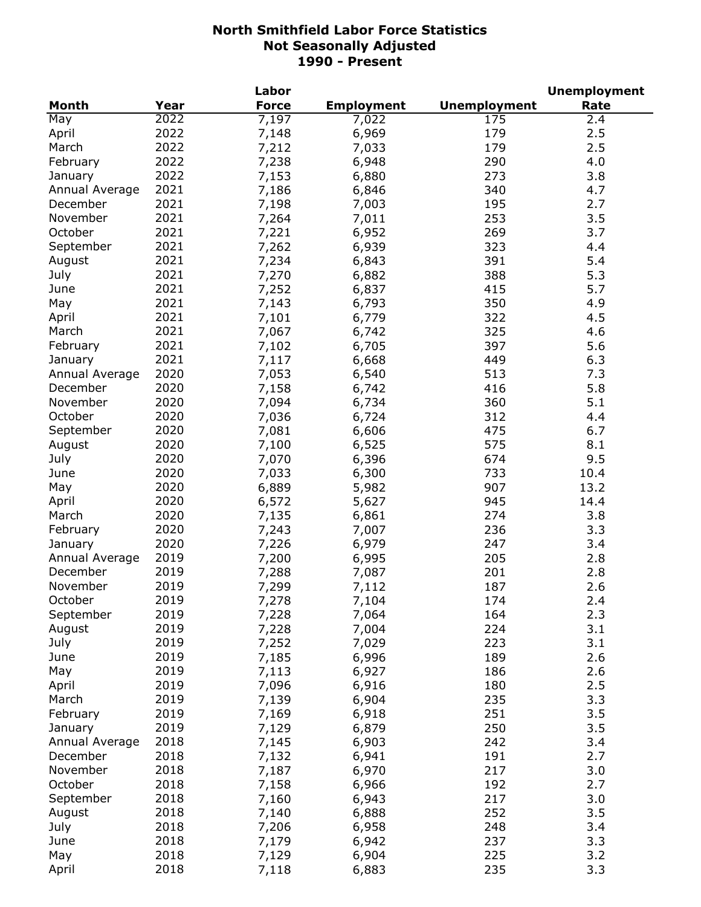# North Smithfield Labor Force Statistics
## Not Seasonally Adjusted
## 1990 - Present

| Month | Year | Labor Force | Employment | Unemployment | Unemployment Rate |
|---|---|---|---|---|---|
| May | 2022 | 7,197 | 7,022 | 175 | 2.4 |
| April | 2022 | 7,148 | 6,969 | 179 | 2.5 |
| March | 2022 | 7,212 | 7,033 | 179 | 2.5 |
| February | 2022 | 7,238 | 6,948 | 290 | 4.0 |
| January | 2022 | 7,153 | 6,880 | 273 | 3.8 |
| Annual Average | 2021 | 7,186 | 6,846 | 340 | 4.7 |
| December | 2021 | 7,198 | 7,003 | 195 | 2.7 |
| November | 2021 | 7,264 | 7,011 | 253 | 3.5 |
| October | 2021 | 7,221 | 6,952 | 269 | 3.7 |
| September | 2021 | 7,262 | 6,939 | 323 | 4.4 |
| August | 2021 | 7,234 | 6,843 | 391 | 5.4 |
| July | 2021 | 7,270 | 6,882 | 388 | 5.3 |
| June | 2021 | 7,252 | 6,837 | 415 | 5.7 |
| May | 2021 | 7,143 | 6,793 | 350 | 4.9 |
| April | 2021 | 7,101 | 6,779 | 322 | 4.5 |
| March | 2021 | 7,067 | 6,742 | 325 | 4.6 |
| February | 2021 | 7,102 | 6,705 | 397 | 5.6 |
| January | 2021 | 7,117 | 6,668 | 449 | 6.3 |
| Annual Average | 2020 | 7,053 | 6,540 | 513 | 7.3 |
| December | 2020 | 7,158 | 6,742 | 416 | 5.8 |
| November | 2020 | 7,094 | 6,734 | 360 | 5.1 |
| October | 2020 | 7,036 | 6,724 | 312 | 4.4 |
| September | 2020 | 7,081 | 6,606 | 475 | 6.7 |
| August | 2020 | 7,100 | 6,525 | 575 | 8.1 |
| July | 2020 | 7,070 | 6,396 | 674 | 9.5 |
| June | 2020 | 7,033 | 6,300 | 733 | 10.4 |
| May | 2020 | 6,889 | 5,982 | 907 | 13.2 |
| April | 2020 | 6,572 | 5,627 | 945 | 14.4 |
| March | 2020 | 7,135 | 6,861 | 274 | 3.8 |
| February | 2020 | 7,243 | 7,007 | 236 | 3.3 |
| January | 2020 | 7,226 | 6,979 | 247 | 3.4 |
| Annual Average | 2019 | 7,200 | 6,995 | 205 | 2.8 |
| December | 2019 | 7,288 | 7,087 | 201 | 2.8 |
| November | 2019 | 7,299 | 7,112 | 187 | 2.6 |
| October | 2019 | 7,278 | 7,104 | 174 | 2.4 |
| September | 2019 | 7,228 | 7,064 | 164 | 2.3 |
| August | 2019 | 7,228 | 7,004 | 224 | 3.1 |
| July | 2019 | 7,252 | 7,029 | 223 | 3.1 |
| June | 2019 | 7,185 | 6,996 | 189 | 2.6 |
| May | 2019 | 7,113 | 6,927 | 186 | 2.6 |
| April | 2019 | 7,096 | 6,916 | 180 | 2.5 |
| March | 2019 | 7,139 | 6,904 | 235 | 3.3 |
| February | 2019 | 7,169 | 6,918 | 251 | 3.5 |
| January | 2019 | 7,129 | 6,879 | 250 | 3.5 |
| Annual Average | 2018 | 7,145 | 6,903 | 242 | 3.4 |
| December | 2018 | 7,132 | 6,941 | 191 | 2.7 |
| November | 2018 | 7,187 | 6,970 | 217 | 3.0 |
| October | 2018 | 7,158 | 6,966 | 192 | 2.7 |
| September | 2018 | 7,160 | 6,943 | 217 | 3.0 |
| August | 2018 | 7,140 | 6,888 | 252 | 3.5 |
| July | 2018 | 7,206 | 6,958 | 248 | 3.4 |
| June | 2018 | 7,179 | 6,942 | 237 | 3.3 |
| May | 2018 | 7,129 | 6,904 | 225 | 3.2 |
| April | 2018 | 7,118 | 6,883 | 235 | 3.3 |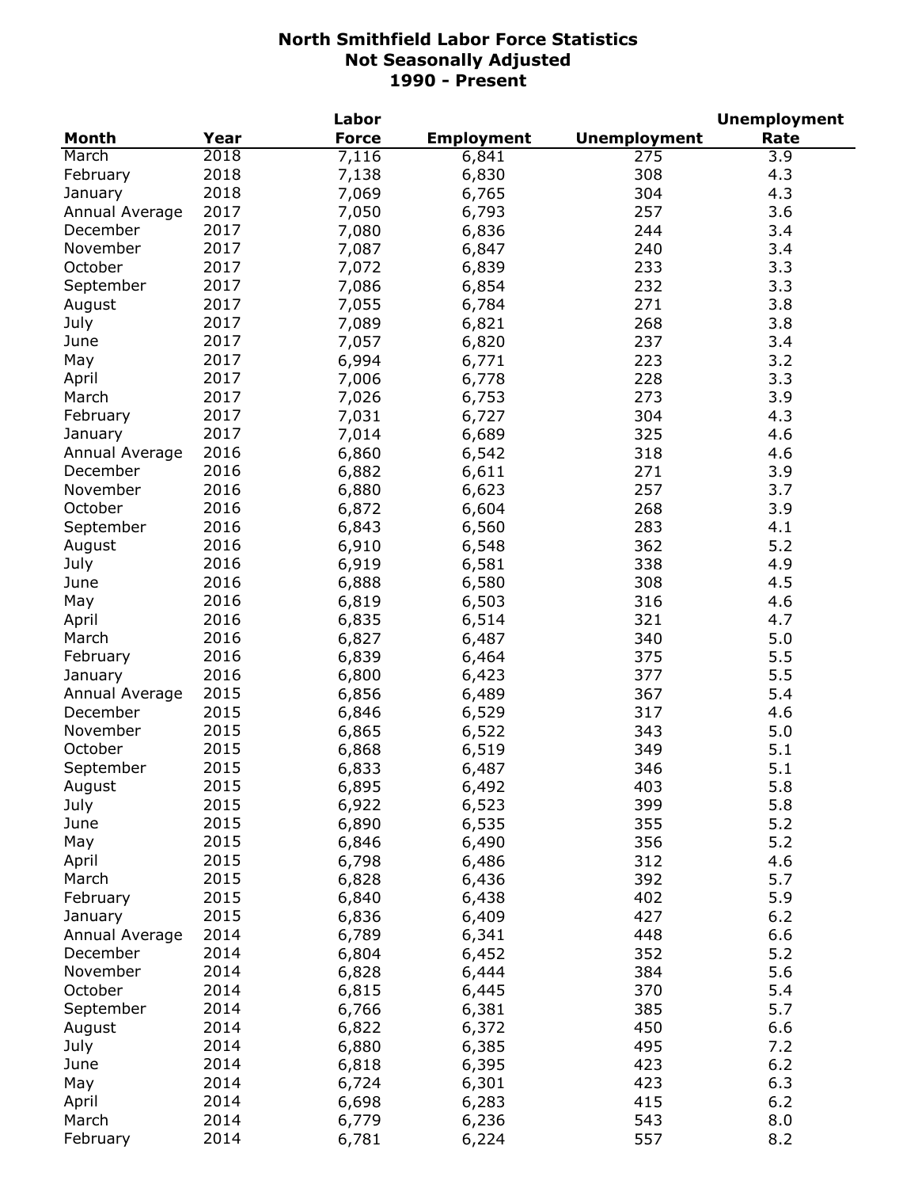# North Smithfield Labor Force Statistics
## Not Seasonally Adjusted
## 1990 - Present

| Month | Year | Labor Force | Employment | Unemployment | Unemployment Rate |
|---|---|---|---|---|---|
| March | 2018 | 7,116 | 6,841 | 275 | 3.9 |
| February | 2018 | 7,138 | 6,830 | 308 | 4.3 |
| January | 2018 | 7,069 | 6,765 | 304 | 4.3 |
| Annual Average | 2017 | 7,050 | 6,793 | 257 | 3.6 |
| December | 2017 | 7,080 | 6,836 | 244 | 3.4 |
| November | 2017 | 7,087 | 6,847 | 240 | 3.4 |
| October | 2017 | 7,072 | 6,839 | 233 | 3.3 |
| September | 2017 | 7,086 | 6,854 | 232 | 3.3 |
| August | 2017 | 7,055 | 6,784 | 271 | 3.8 |
| July | 2017 | 7,089 | 6,821 | 268 | 3.8 |
| June | 2017 | 7,057 | 6,820 | 237 | 3.4 |
| May | 2017 | 6,994 | 6,771 | 223 | 3.2 |
| April | 2017 | 7,006 | 6,778 | 228 | 3.3 |
| March | 2017 | 7,026 | 6,753 | 273 | 3.9 |
| February | 2017 | 7,031 | 6,727 | 304 | 4.3 |
| January | 2017 | 7,014 | 6,689 | 325 | 4.6 |
| Annual Average | 2016 | 6,860 | 6,542 | 318 | 4.6 |
| December | 2016 | 6,882 | 6,611 | 271 | 3.9 |
| November | 2016 | 6,880 | 6,623 | 257 | 3.7 |
| October | 2016 | 6,872 | 6,604 | 268 | 3.9 |
| September | 2016 | 6,843 | 6,560 | 283 | 4.1 |
| August | 2016 | 6,910 | 6,548 | 362 | 5.2 |
| July | 2016 | 6,919 | 6,581 | 338 | 4.9 |
| June | 2016 | 6,888 | 6,580 | 308 | 4.5 |
| May | 2016 | 6,819 | 6,503 | 316 | 4.6 |
| April | 2016 | 6,835 | 6,514 | 321 | 4.7 |
| March | 2016 | 6,827 | 6,487 | 340 | 5.0 |
| February | 2016 | 6,839 | 6,464 | 375 | 5.5 |
| January | 2016 | 6,800 | 6,423 | 377 | 5.5 |
| Annual Average | 2015 | 6,856 | 6,489 | 367 | 5.4 |
| December | 2015 | 6,846 | 6,529 | 317 | 4.6 |
| November | 2015 | 6,865 | 6,522 | 343 | 5.0 |
| October | 2015 | 6,868 | 6,519 | 349 | 5.1 |
| September | 2015 | 6,833 | 6,487 | 346 | 5.1 |
| August | 2015 | 6,895 | 6,492 | 403 | 5.8 |
| July | 2015 | 6,922 | 6,523 | 399 | 5.8 |
| June | 2015 | 6,890 | 6,535 | 355 | 5.2 |
| May | 2015 | 6,846 | 6,490 | 356 | 5.2 |
| April | 2015 | 6,798 | 6,486 | 312 | 4.6 |
| March | 2015 | 6,828 | 6,436 | 392 | 5.7 |
| February | 2015 | 6,840 | 6,438 | 402 | 5.9 |
| January | 2015 | 6,836 | 6,409 | 427 | 6.2 |
| Annual Average | 2014 | 6,789 | 6,341 | 448 | 6.6 |
| December | 2014 | 6,804 | 6,452 | 352 | 5.2 |
| November | 2014 | 6,828 | 6,444 | 384 | 5.6 |
| October | 2014 | 6,815 | 6,445 | 370 | 5.4 |
| September | 2014 | 6,766 | 6,381 | 385 | 5.7 |
| August | 2014 | 6,822 | 6,372 | 450 | 6.6 |
| July | 2014 | 6,880 | 6,385 | 495 | 7.2 |
| June | 2014 | 6,818 | 6,395 | 423 | 6.2 |
| May | 2014 | 6,724 | 6,301 | 423 | 6.3 |
| April | 2014 | 6,698 | 6,283 | 415 | 6.2 |
| March | 2014 | 6,779 | 6,236 | 543 | 8.0 |
| February | 2014 | 6,781 | 6,224 | 557 | 8.2 |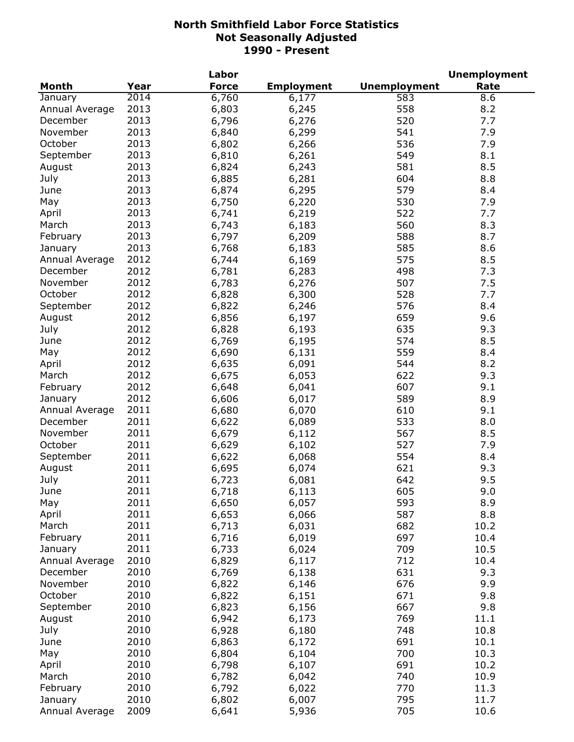# North Smithfield Labor Force Statistics
## Not Seasonally Adjusted
## 1990 - Present

| Month | Year | Labor Force | Employment | Unemployment | Unemployment Rate |
|---|---|---|---|---|---|
| January | 2014 | 6,760 | 6,177 | 583 | 8.6 |
| Annual Average | 2013 | 6,803 | 6,245 | 558 | 8.2 |
| December | 2013 | 6,796 | 6,276 | 520 | 7.7 |
| November | 2013 | 6,840 | 6,299 | 541 | 7.9 |
| October | 2013 | 6,802 | 6,266 | 536 | 7.9 |
| September | 2013 | 6,810 | 6,261 | 549 | 8.1 |
| August | 2013 | 6,824 | 6,243 | 581 | 8.5 |
| July | 2013 | 6,885 | 6,281 | 604 | 8.8 |
| June | 2013 | 6,874 | 6,295 | 579 | 8.4 |
| May | 2013 | 6,750 | 6,220 | 530 | 7.9 |
| April | 2013 | 6,741 | 6,219 | 522 | 7.7 |
| March | 2013 | 6,743 | 6,183 | 560 | 8.3 |
| February | 2013 | 6,797 | 6,209 | 588 | 8.7 |
| January | 2013 | 6,768 | 6,183 | 585 | 8.6 |
| Annual Average | 2012 | 6,744 | 6,169 | 575 | 8.5 |
| December | 2012 | 6,781 | 6,283 | 498 | 7.3 |
| November | 2012 | 6,783 | 6,276 | 507 | 7.5 |
| October | 2012 | 6,828 | 6,300 | 528 | 7.7 |
| September | 2012 | 6,822 | 6,246 | 576 | 8.4 |
| August | 2012 | 6,856 | 6,197 | 659 | 9.6 |
| July | 2012 | 6,828 | 6,193 | 635 | 9.3 |
| June | 2012 | 6,769 | 6,195 | 574 | 8.5 |
| May | 2012 | 6,690 | 6,131 | 559 | 8.4 |
| April | 2012 | 6,635 | 6,091 | 544 | 8.2 |
| March | 2012 | 6,675 | 6,053 | 622 | 9.3 |
| February | 2012 | 6,648 | 6,041 | 607 | 9.1 |
| January | 2012 | 6,606 | 6,017 | 589 | 8.9 |
| Annual Average | 2011 | 6,680 | 6,070 | 610 | 9.1 |
| December | 2011 | 6,622 | 6,089 | 533 | 8.0 |
| November | 2011 | 6,679 | 6,112 | 567 | 8.5 |
| October | 2011 | 6,629 | 6,102 | 527 | 7.9 |
| September | 2011 | 6,622 | 6,068 | 554 | 8.4 |
| August | 2011 | 6,695 | 6,074 | 621 | 9.3 |
| July | 2011 | 6,723 | 6,081 | 642 | 9.5 |
| June | 2011 | 6,718 | 6,113 | 605 | 9.0 |
| May | 2011 | 6,650 | 6,057 | 593 | 8.9 |
| April | 2011 | 6,653 | 6,066 | 587 | 8.8 |
| March | 2011 | 6,713 | 6,031 | 682 | 10.2 |
| February | 2011 | 6,716 | 6,019 | 697 | 10.4 |
| January | 2011 | 6,733 | 6,024 | 709 | 10.5 |
| Annual Average | 2010 | 6,829 | 6,117 | 712 | 10.4 |
| December | 2010 | 6,769 | 6,138 | 631 | 9.3 |
| November | 2010 | 6,822 | 6,146 | 676 | 9.9 |
| October | 2010 | 6,822 | 6,151 | 671 | 9.8 |
| September | 2010 | 6,823 | 6,156 | 667 | 9.8 |
| August | 2010 | 6,942 | 6,173 | 769 | 11.1 |
| July | 2010 | 6,928 | 6,180 | 748 | 10.8 |
| June | 2010 | 6,863 | 6,172 | 691 | 10.1 |
| May | 2010 | 6,804 | 6,104 | 700 | 10.3 |
| April | 2010 | 6,798 | 6,107 | 691 | 10.2 |
| March | 2010 | 6,782 | 6,042 | 740 | 10.9 |
| February | 2010 | 6,792 | 6,022 | 770 | 11.3 |
| January | 2010 | 6,802 | 6,007 | 795 | 11.7 |
| Annual Average | 2009 | 6,641 | 5,936 | 705 | 10.6 |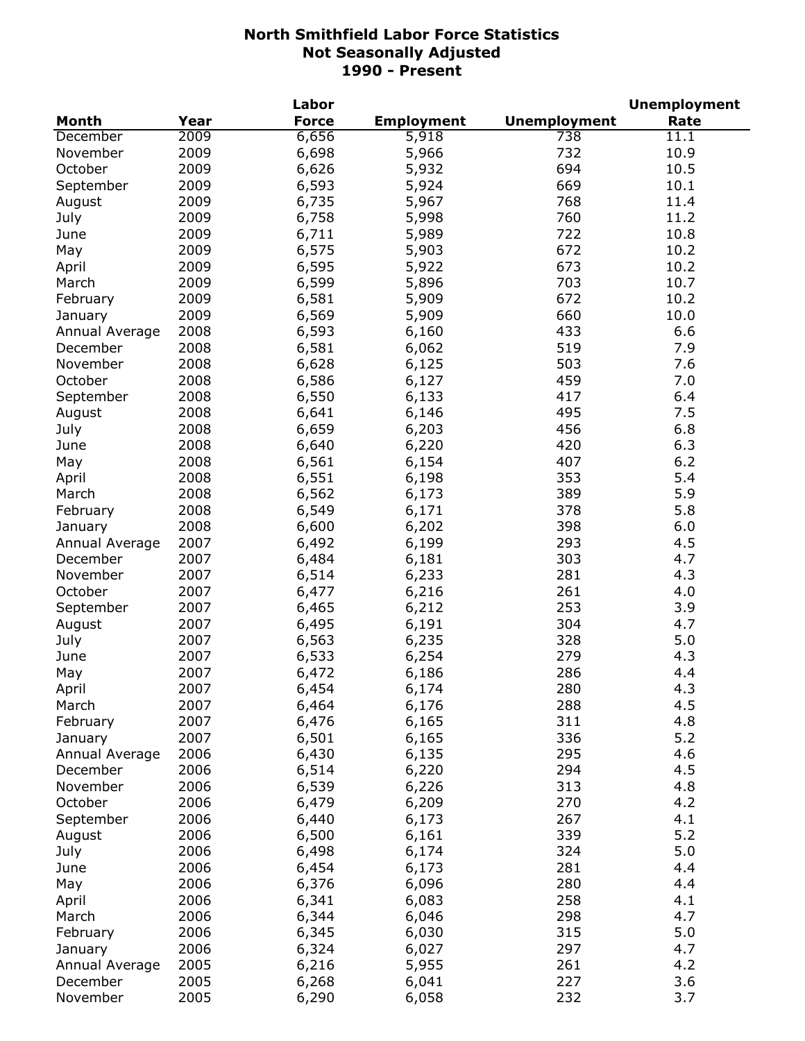# North Smithfield Labor Force Statistics
## Not Seasonally Adjusted
## 1990 - Present

| Month | Year | Labor Force | Employment | Unemployment | Unemployment Rate |
|---|---|---|---|---|---|
| December | 2009 | 6,656 | 5,918 | 738 | 11.1 |
| November | 2009 | 6,698 | 5,966 | 732 | 10.9 |
| October | 2009 | 6,626 | 5,932 | 694 | 10.5 |
| September | 2009 | 6,593 | 5,924 | 669 | 10.1 |
| August | 2009 | 6,735 | 5,967 | 768 | 11.4 |
| July | 2009 | 6,758 | 5,998 | 760 | 11.2 |
| June | 2009 | 6,711 | 5,989 | 722 | 10.8 |
| May | 2009 | 6,575 | 5,903 | 672 | 10.2 |
| April | 2009 | 6,595 | 5,922 | 673 | 10.2 |
| March | 2009 | 6,599 | 5,896 | 703 | 10.7 |
| February | 2009 | 6,581 | 5,909 | 672 | 10.2 |
| January | 2009 | 6,569 | 5,909 | 660 | 10.0 |
| Annual Average | 2008 | 6,593 | 6,160 | 433 | 6.6 |
| December | 2008 | 6,581 | 6,062 | 519 | 7.9 |
| November | 2008 | 6,628 | 6,125 | 503 | 7.6 |
| October | 2008 | 6,586 | 6,127 | 459 | 7.0 |
| September | 2008 | 6,550 | 6,133 | 417 | 6.4 |
| August | 2008 | 6,641 | 6,146 | 495 | 7.5 |
| July | 2008 | 6,659 | 6,203 | 456 | 6.8 |
| June | 2008 | 6,640 | 6,220 | 420 | 6.3 |
| May | 2008 | 6,561 | 6,154 | 407 | 6.2 |
| April | 2008 | 6,551 | 6,198 | 353 | 5.4 |
| March | 2008 | 6,562 | 6,173 | 389 | 5.9 |
| February | 2008 | 6,549 | 6,171 | 378 | 5.8 |
| January | 2008 | 6,600 | 6,202 | 398 | 6.0 |
| Annual Average | 2007 | 6,492 | 6,199 | 293 | 4.5 |
| December | 2007 | 6,484 | 6,181 | 303 | 4.7 |
| November | 2007 | 6,514 | 6,233 | 281 | 4.3 |
| October | 2007 | 6,477 | 6,216 | 261 | 4.0 |
| September | 2007 | 6,465 | 6,212 | 253 | 3.9 |
| August | 2007 | 6,495 | 6,191 | 304 | 4.7 |
| July | 2007 | 6,563 | 6,235 | 328 | 5.0 |
| June | 2007 | 6,533 | 6,254 | 279 | 4.3 |
| May | 2007 | 6,472 | 6,186 | 286 | 4.4 |
| April | 2007 | 6,454 | 6,174 | 280 | 4.3 |
| March | 2007 | 6,464 | 6,176 | 288 | 4.5 |
| February | 2007 | 6,476 | 6,165 | 311 | 4.8 |
| January | 2007 | 6,501 | 6,165 | 336 | 5.2 |
| Annual Average | 2006 | 6,430 | 6,135 | 295 | 4.6 |
| December | 2006 | 6,514 | 6,220 | 294 | 4.5 |
| November | 2006 | 6,539 | 6,226 | 313 | 4.8 |
| October | 2006 | 6,479 | 6,209 | 270 | 4.2 |
| September | 2006 | 6,440 | 6,173 | 267 | 4.1 |
| August | 2006 | 6,500 | 6,161 | 339 | 5.2 |
| July | 2006 | 6,498 | 6,174 | 324 | 5.0 |
| June | 2006 | 6,454 | 6,173 | 281 | 4.4 |
| May | 2006 | 6,376 | 6,096 | 280 | 4.4 |
| April | 2006 | 6,341 | 6,083 | 258 | 4.1 |
| March | 2006 | 6,344 | 6,046 | 298 | 4.7 |
| February | 2006 | 6,345 | 6,030 | 315 | 5.0 |
| January | 2006 | 6,324 | 6,027 | 297 | 4.7 |
| Annual Average | 2005 | 6,216 | 5,955 | 261 | 4.2 |
| December | 2005 | 6,268 | 6,041 | 227 | 3.6 |
| November | 2005 | 6,290 | 6,058 | 232 | 3.7 |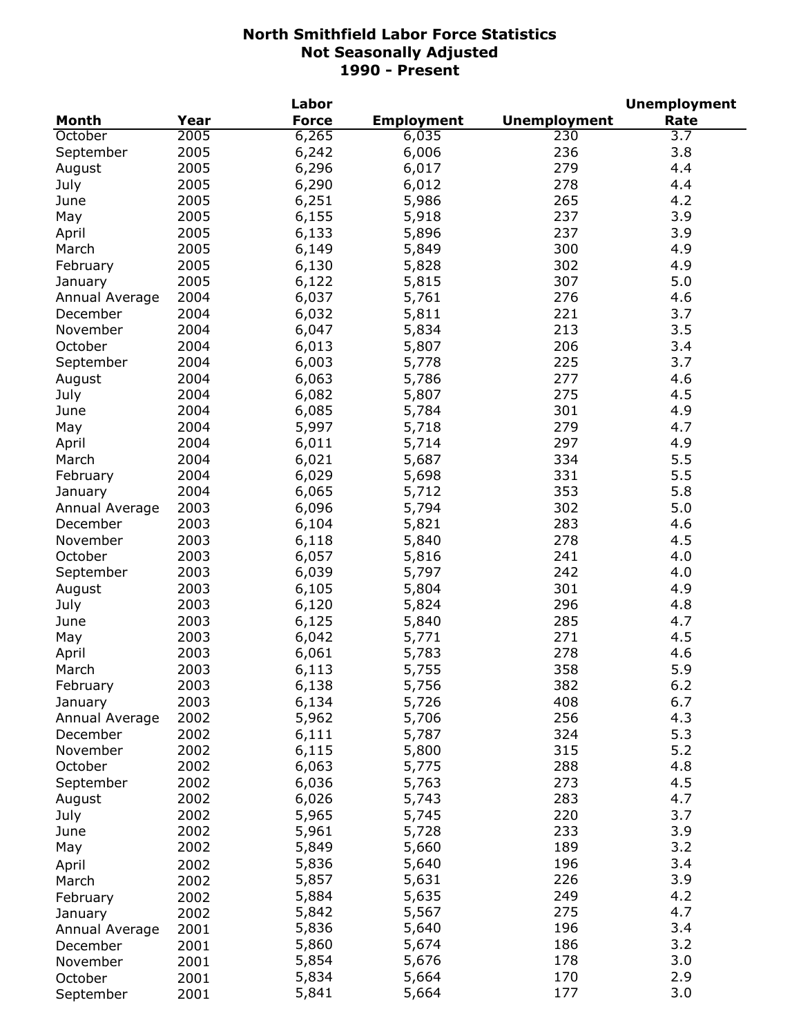# North Smithfield Labor Force Statistics
## Not Seasonally Adjusted
## 1990 - Present

| Month | Year | Labor Force | Employment | Unemployment | Unemployment Rate |
|---|---|---|---|---|---|
| October | 2005 | 6,265 | 6,035 | 230 | 3.7 |
| September | 2005 | 6,242 | 6,006 | 236 | 3.8 |
| August | 2005 | 6,296 | 6,017 | 279 | 4.4 |
| July | 2005 | 6,290 | 6,012 | 278 | 4.4 |
| June | 2005 | 6,251 | 5,986 | 265 | 4.2 |
| May | 2005 | 6,155 | 5,918 | 237 | 3.9 |
| April | 2005 | 6,133 | 5,896 | 237 | 3.9 |
| March | 2005 | 6,149 | 5,849 | 300 | 4.9 |
| February | 2005 | 6,130 | 5,828 | 302 | 4.9 |
| January | 2005 | 6,122 | 5,815 | 307 | 5.0 |
| Annual Average | 2004 | 6,037 | 5,761 | 276 | 4.6 |
| December | 2004 | 6,032 | 5,811 | 221 | 3.7 |
| November | 2004 | 6,047 | 5,834 | 213 | 3.5 |
| October | 2004 | 6,013 | 5,807 | 206 | 3.4 |
| September | 2004 | 6,003 | 5,778 | 225 | 3.7 |
| August | 2004 | 6,063 | 5,786 | 277 | 4.6 |
| July | 2004 | 6,082 | 5,807 | 275 | 4.5 |
| June | 2004 | 6,085 | 5,784 | 301 | 4.9 |
| May | 2004 | 5,997 | 5,718 | 279 | 4.7 |
| April | 2004 | 6,011 | 5,714 | 297 | 4.9 |
| March | 2004 | 6,021 | 5,687 | 334 | 5.5 |
| February | 2004 | 6,029 | 5,698 | 331 | 5.5 |
| January | 2004 | 6,065 | 5,712 | 353 | 5.8 |
| Annual Average | 2003 | 6,096 | 5,794 | 302 | 5.0 |
| December | 2003 | 6,104 | 5,821 | 283 | 4.6 |
| November | 2003 | 6,118 | 5,840 | 278 | 4.5 |
| October | 2003 | 6,057 | 5,816 | 241 | 4.0 |
| September | 2003 | 6,039 | 5,797 | 242 | 4.0 |
| August | 2003 | 6,105 | 5,804 | 301 | 4.9 |
| July | 2003 | 6,120 | 5,824 | 296 | 4.8 |
| June | 2003 | 6,125 | 5,840 | 285 | 4.7 |
| May | 2003 | 6,042 | 5,771 | 271 | 4.5 |
| April | 2003 | 6,061 | 5,783 | 278 | 4.6 |
| March | 2003 | 6,113 | 5,755 | 358 | 5.9 |
| February | 2003 | 6,138 | 5,756 | 382 | 6.2 |
| January | 2003 | 6,134 | 5,726 | 408 | 6.7 |
| Annual Average | 2002 | 5,962 | 5,706 | 256 | 4.3 |
| December | 2002 | 6,111 | 5,787 | 324 | 5.3 |
| November | 2002 | 6,115 | 5,800 | 315 | 5.2 |
| October | 2002 | 6,063 | 5,775 | 288 | 4.8 |
| September | 2002 | 6,036 | 5,763 | 273 | 4.5 |
| August | 2002 | 6,026 | 5,743 | 283 | 4.7 |
| July | 2002 | 5,965 | 5,745 | 220 | 3.7 |
| June | 2002 | 5,961 | 5,728 | 233 | 3.9 |
| May | 2002 | 5,849 | 5,660 | 189 | 3.2 |
| April | 2002 | 5,836 | 5,640 | 196 | 3.4 |
| March | 2002 | 5,857 | 5,631 | 226 | 3.9 |
| February | 2002 | 5,884 | 5,635 | 249 | 4.2 |
| January | 2002 | 5,842 | 5,567 | 275 | 4.7 |
| Annual Average | 2001 | 5,836 | 5,640 | 196 | 3.4 |
| December | 2001 | 5,860 | 5,674 | 186 | 3.2 |
| November | 2001 | 5,854 | 5,676 | 178 | 3.0 |
| October | 2001 | 5,834 | 5,664 | 170 | 2.9 |
| September | 2001 | 5,841 | 5,664 | 177 | 3.0 |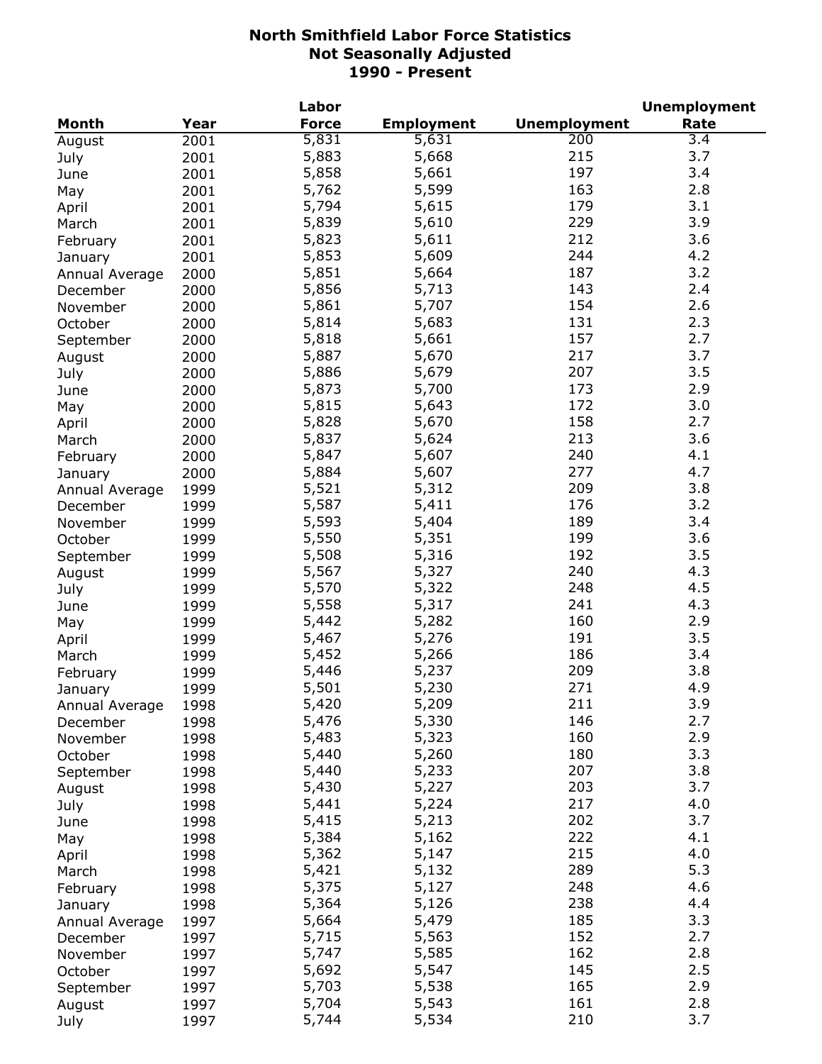# North Smithfield Labor Force Statistics
## Not Seasonally Adjusted
## 1990 - Present

| Month | Year | Labor Force | Employment | Unemployment | Unemployment Rate |
|---|---|---|---|---|---|
| August | 2001 | 5,831 | 5,631 | 200 | 3.4 |
| July | 2001 | 5,883 | 5,668 | 215 | 3.7 |
| June | 2001 | 5,858 | 5,661 | 197 | 3.4 |
| May | 2001 | 5,762 | 5,599 | 163 | 2.8 |
| April | 2001 | 5,794 | 5,615 | 179 | 3.1 |
| March | 2001 | 5,839 | 5,610 | 229 | 3.9 |
| February | 2001 | 5,823 | 5,611 | 212 | 3.6 |
| January | 2001 | 5,853 | 5,609 | 244 | 4.2 |
| Annual Average | 2000 | 5,851 | 5,664 | 187 | 3.2 |
| December | 2000 | 5,856 | 5,713 | 143 | 2.4 |
| November | 2000 | 5,861 | 5,707 | 154 | 2.6 |
| October | 2000 | 5,814 | 5,683 | 131 | 2.3 |
| September | 2000 | 5,818 | 5,661 | 157 | 2.7 |
| August | 2000 | 5,887 | 5,670 | 217 | 3.7 |
| July | 2000 | 5,886 | 5,679 | 207 | 3.5 |
| June | 2000 | 5,873 | 5,700 | 173 | 2.9 |
| May | 2000 | 5,815 | 5,643 | 172 | 3.0 |
| April | 2000 | 5,828 | 5,670 | 158 | 2.7 |
| March | 2000 | 5,837 | 5,624 | 213 | 3.6 |
| February | 2000 | 5,847 | 5,607 | 240 | 4.1 |
| January | 2000 | 5,884 | 5,607 | 277 | 4.7 |
| Annual Average | 1999 | 5,521 | 5,312 | 209 | 3.8 |
| December | 1999 | 5,587 | 5,411 | 176 | 3.2 |
| November | 1999 | 5,593 | 5,404 | 189 | 3.4 |
| October | 1999 | 5,550 | 5,351 | 199 | 3.6 |
| September | 1999 | 5,508 | 5,316 | 192 | 3.5 |
| August | 1999 | 5,567 | 5,327 | 240 | 4.3 |
| July | 1999 | 5,570 | 5,322 | 248 | 4.5 |
| June | 1999 | 5,558 | 5,317 | 241 | 4.3 |
| May | 1999 | 5,442 | 5,282 | 160 | 2.9 |
| April | 1999 | 5,467 | 5,276 | 191 | 3.5 |
| March | 1999 | 5,452 | 5,266 | 186 | 3.4 |
| February | 1999 | 5,446 | 5,237 | 209 | 3.8 |
| January | 1999 | 5,501 | 5,230 | 271 | 4.9 |
| Annual Average | 1998 | 5,420 | 5,209 | 211 | 3.9 |
| December | 1998 | 5,476 | 5,330 | 146 | 2.7 |
| November | 1998 | 5,483 | 5,323 | 160 | 2.9 |
| October | 1998 | 5,440 | 5,260 | 180 | 3.3 |
| September | 1998 | 5,440 | 5,233 | 207 | 3.8 |
| August | 1998 | 5,430 | 5,227 | 203 | 3.7 |
| July | 1998 | 5,441 | 5,224 | 217 | 4.0 |
| June | 1998 | 5,415 | 5,213 | 202 | 3.7 |
| May | 1998 | 5,384 | 5,162 | 222 | 4.1 |
| April | 1998 | 5,362 | 5,147 | 215 | 4.0 |
| March | 1998 | 5,421 | 5,132 | 289 | 5.3 |
| February | 1998 | 5,375 | 5,127 | 248 | 4.6 |
| January | 1998 | 5,364 | 5,126 | 238 | 4.4 |
| Annual Average | 1997 | 5,664 | 5,479 | 185 | 3.3 |
| December | 1997 | 5,715 | 5,563 | 152 | 2.7 |
| November | 1997 | 5,747 | 5,585 | 162 | 2.8 |
| October | 1997 | 5,692 | 5,547 | 145 | 2.5 |
| September | 1997 | 5,703 | 5,538 | 165 | 2.9 |
| August | 1997 | 5,704 | 5,543 | 161 | 2.8 |
| July | 1997 | 5,744 | 5,534 | 210 | 3.7 |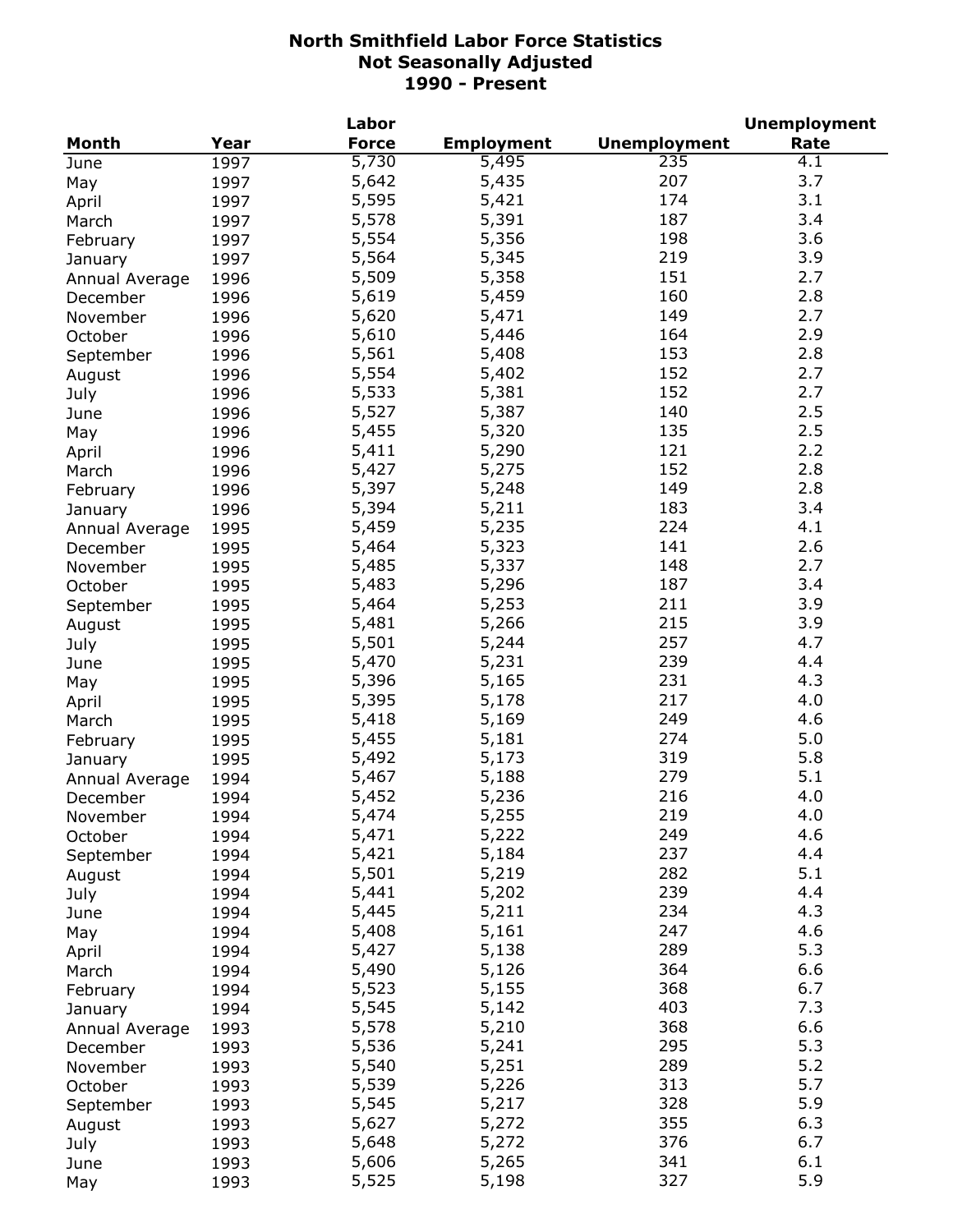# North Smithfield Labor Force Statistics
## Not Seasonally Adjusted
## 1990 - Present

| Month | Year | Labor Force | Employment | Unemployment | Unemployment Rate |
|---|---|---|---|---|---|
| June | 1997 | 5,730 | 5,495 | 235 | 4.1 |
| May | 1997 | 5,642 | 5,435 | 207 | 3.7 |
| April | 1997 | 5,595 | 5,421 | 174 | 3.1 |
| March | 1997 | 5,578 | 5,391 | 187 | 3.4 |
| February | 1997 | 5,554 | 5,356 | 198 | 3.6 |
| January | 1997 | 5,564 | 5,345 | 219 | 3.9 |
| Annual Average | 1996 | 5,509 | 5,358 | 151 | 2.7 |
| December | 1996 | 5,619 | 5,459 | 160 | 2.8 |
| November | 1996 | 5,620 | 5,471 | 149 | 2.7 |
| October | 1996 | 5,610 | 5,446 | 164 | 2.9 |
| September | 1996 | 5,561 | 5,408 | 153 | 2.8 |
| August | 1996 | 5,554 | 5,402 | 152 | 2.7 |
| July | 1996 | 5,533 | 5,381 | 152 | 2.7 |
| June | 1996 | 5,527 | 5,387 | 140 | 2.5 |
| May | 1996 | 5,455 | 5,320 | 135 | 2.5 |
| April | 1996 | 5,411 | 5,290 | 121 | 2.2 |
| March | 1996 | 5,427 | 5,275 | 152 | 2.8 |
| February | 1996 | 5,397 | 5,248 | 149 | 2.8 |
| January | 1996 | 5,394 | 5,211 | 183 | 3.4 |
| Annual Average | 1995 | 5,459 | 5,235 | 224 | 4.1 |
| December | 1995 | 5,464 | 5,323 | 141 | 2.6 |
| November | 1995 | 5,485 | 5,337 | 148 | 2.7 |
| October | 1995 | 5,483 | 5,296 | 187 | 3.4 |
| September | 1995 | 5,464 | 5,253 | 211 | 3.9 |
| August | 1995 | 5,481 | 5,266 | 215 | 3.9 |
| July | 1995 | 5,501 | 5,244 | 257 | 4.7 |
| June | 1995 | 5,470 | 5,231 | 239 | 4.4 |
| May | 1995 | 5,396 | 5,165 | 231 | 4.3 |
| April | 1995 | 5,395 | 5,178 | 217 | 4.0 |
| March | 1995 | 5,418 | 5,169 | 249 | 4.6 |
| February | 1995 | 5,455 | 5,181 | 274 | 5.0 |
| January | 1995 | 5,492 | 5,173 | 319 | 5.8 |
| Annual Average | 1994 | 5,467 | 5,188 | 279 | 5.1 |
| December | 1994 | 5,452 | 5,236 | 216 | 4.0 |
| November | 1994 | 5,474 | 5,255 | 219 | 4.0 |
| October | 1994 | 5,471 | 5,222 | 249 | 4.6 |
| September | 1994 | 5,421 | 5,184 | 237 | 4.4 |
| August | 1994 | 5,501 | 5,219 | 282 | 5.1 |
| July | 1994 | 5,441 | 5,202 | 239 | 4.4 |
| June | 1994 | 5,445 | 5,211 | 234 | 4.3 |
| May | 1994 | 5,408 | 5,161 | 247 | 4.6 |
| April | 1994 | 5,427 | 5,138 | 289 | 5.3 |
| March | 1994 | 5,490 | 5,126 | 364 | 6.6 |
| February | 1994 | 5,523 | 5,155 | 368 | 6.7 |
| January | 1994 | 5,545 | 5,142 | 403 | 7.3 |
| Annual Average | 1993 | 5,578 | 5,210 | 368 | 6.6 |
| December | 1993 | 5,536 | 5,241 | 295 | 5.3 |
| November | 1993 | 5,540 | 5,251 | 289 | 5.2 |
| October | 1993 | 5,539 | 5,226 | 313 | 5.7 |
| September | 1993 | 5,545 | 5,217 | 328 | 5.9 |
| August | 1993 | 5,627 | 5,272 | 355 | 6.3 |
| July | 1993 | 5,648 | 5,272 | 376 | 6.7 |
| June | 1993 | 5,606 | 5,265 | 341 | 6.1 |
| May | 1993 | 5,525 | 5,198 | 327 | 5.9 |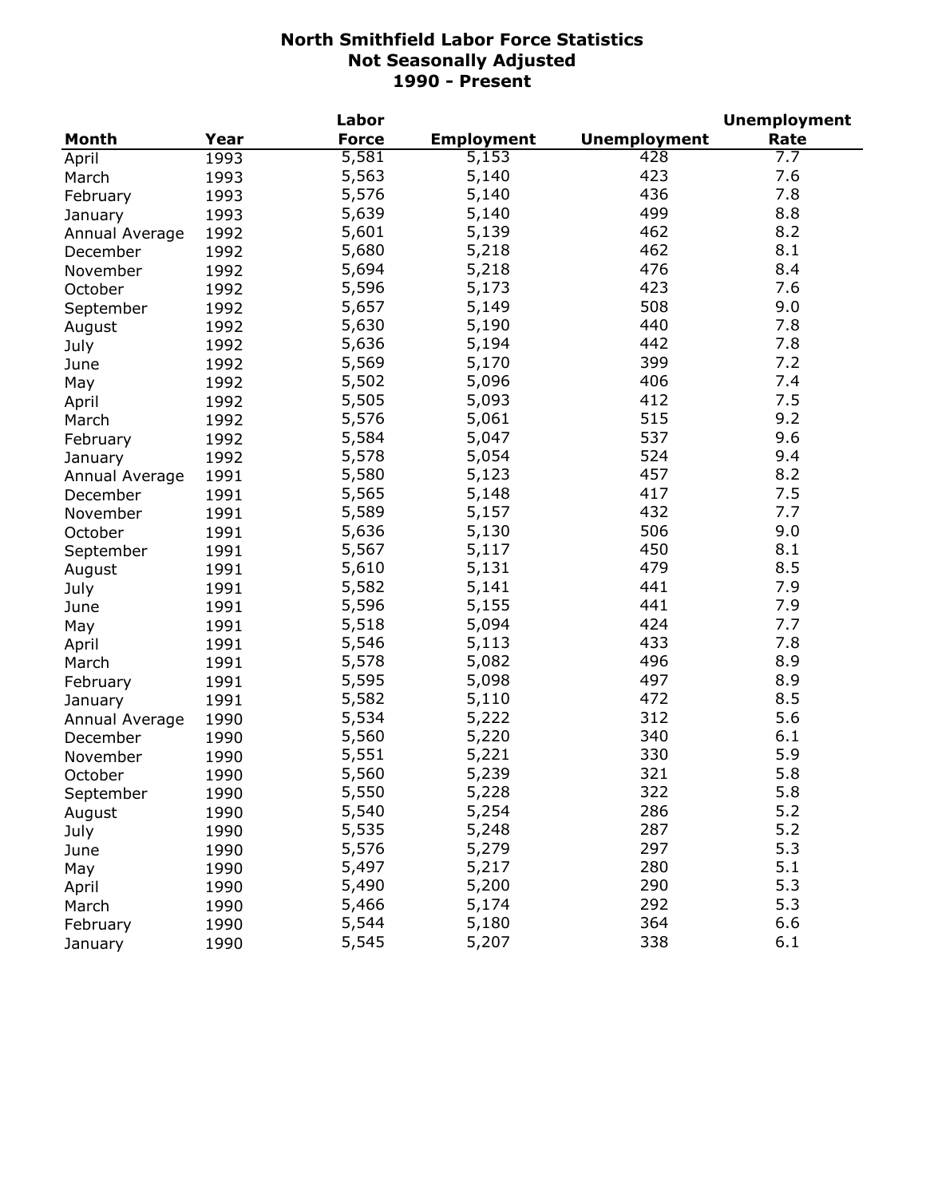**North Smithfield Labor Force Statistics**
**Not Seasonally Adjusted**
**1990 - Present**

| Month | Year | Labor Force | Employment | Unemployment | Unemployment Rate |
|---|---|---|---|---|---|
| April | 1993 | 5,581 | 5,153 | 428 | 7.7 |
| March | 1993 | 5,563 | 5,140 | 423 | 7.6 |
| February | 1993 | 5,576 | 5,140 | 436 | 7.8 |
| January | 1993 | 5,639 | 5,140 | 499 | 8.8 |
| Annual Average | 1992 | 5,601 | 5,139 | 462 | 8.2 |
| December | 1992 | 5,680 | 5,218 | 462 | 8.1 |
| November | 1992 | 5,694 | 5,218 | 476 | 8.4 |
| October | 1992 | 5,596 | 5,173 | 423 | 7.6 |
| September | 1992 | 5,657 | 5,149 | 508 | 9.0 |
| August | 1992 | 5,630 | 5,190 | 440 | 7.8 |
| July | 1992 | 5,636 | 5,194 | 442 | 7.8 |
| June | 1992 | 5,569 | 5,170 | 399 | 7.2 |
| May | 1992 | 5,502 | 5,096 | 406 | 7.4 |
| April | 1992 | 5,505 | 5,093 | 412 | 7.5 |
| March | 1992 | 5,576 | 5,061 | 515 | 9.2 |
| February | 1992 | 5,584 | 5,047 | 537 | 9.6 |
| January | 1992 | 5,578 | 5,054 | 524 | 9.4 |
| Annual Average | 1991 | 5,580 | 5,123 | 457 | 8.2 |
| December | 1991 | 5,565 | 5,148 | 417 | 7.5 |
| November | 1991 | 5,589 | 5,157 | 432 | 7.7 |
| October | 1991 | 5,636 | 5,130 | 506 | 9.0 |
| September | 1991 | 5,567 | 5,117 | 450 | 8.1 |
| August | 1991 | 5,610 | 5,131 | 479 | 8.5 |
| July | 1991 | 5,582 | 5,141 | 441 | 7.9 |
| June | 1991 | 5,596 | 5,155 | 441 | 7.9 |
| May | 1991 | 5,518 | 5,094 | 424 | 7.7 |
| April | 1991 | 5,546 | 5,113 | 433 | 7.8 |
| March | 1991 | 5,578 | 5,082 | 496 | 8.9 |
| February | 1991 | 5,595 | 5,098 | 497 | 8.9 |
| January | 1991 | 5,582 | 5,110 | 472 | 8.5 |
| Annual Average | 1990 | 5,534 | 5,222 | 312 | 5.6 |
| December | 1990 | 5,560 | 5,220 | 340 | 6.1 |
| November | 1990 | 5,551 | 5,221 | 330 | 5.9 |
| October | 1990 | 5,560 | 5,239 | 321 | 5.8 |
| September | 1990 | 5,550 | 5,228 | 322 | 5.8 |
| August | 1990 | 5,540 | 5,254 | 286 | 5.2 |
| July | 1990 | 5,535 | 5,248 | 287 | 5.2 |
| June | 1990 | 5,576 | 5,279 | 297 | 5.3 |
| May | 1990 | 5,497 | 5,217 | 280 | 5.1 |
| April | 1990 | 5,490 | 5,200 | 290 | 5.3 |
| March | 1990 | 5,466 | 5,174 | 292 | 5.3 |
| February | 1990 | 5,544 | 5,180 | 364 | 6.6 |
| January | 1990 | 5,545 | 5,207 | 338 | 6.1 |